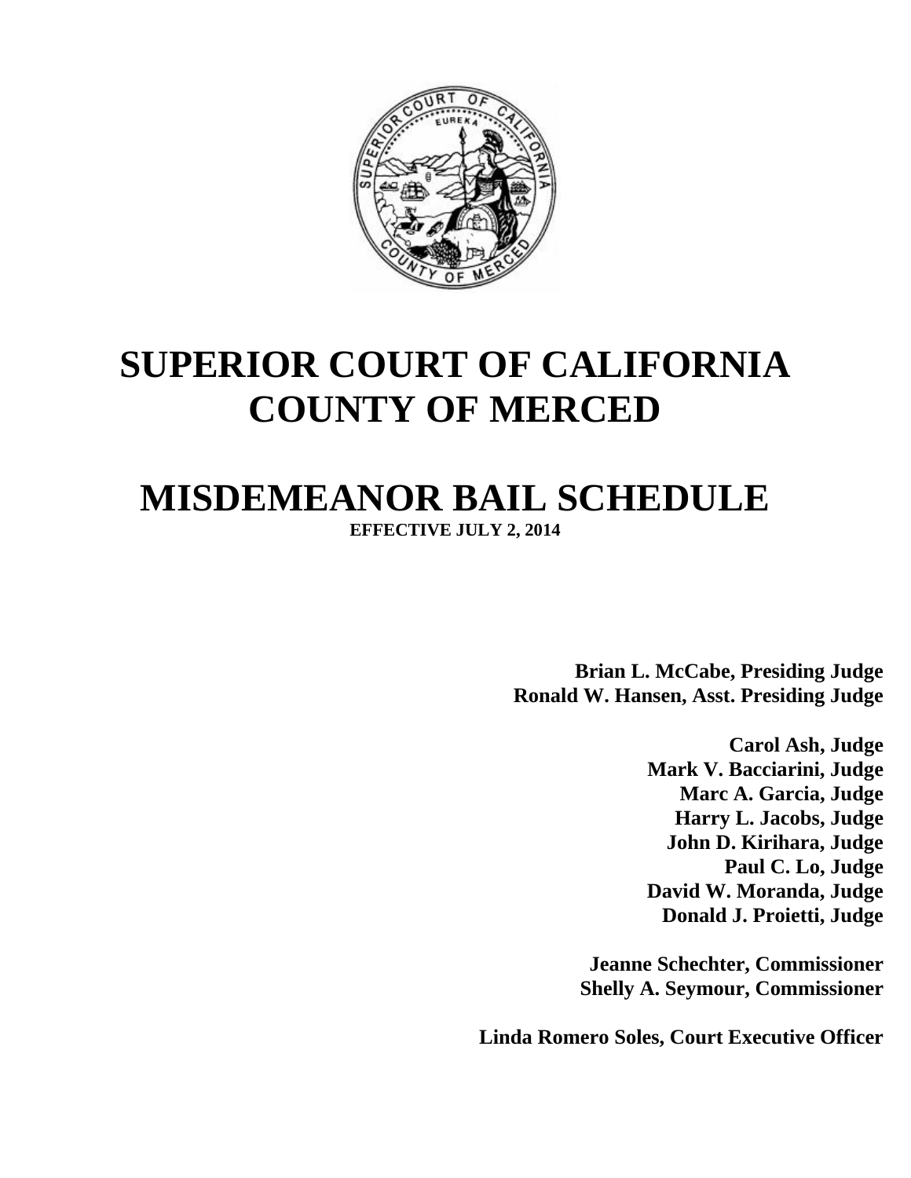# SUPERIOR COURT OF CALIFORNIA
# COUNTY OF MERCED

# MISDEMEANOR BAIL SCHEDULE

**EFFECTIVE JULY 2, 2014**

**Brian L. McCabe, Presiding Judge**
**Ronald W. Hansen, Asst. Presiding Judge**

**Carol Ash, Judge**
**Mark V. Bacciarini, Judge**
**Marc A. Garcia, Judge**
**Harry L. Jacobs, Judge**
**John D. Kirihara, Judge**
**Paul C. Lo, Judge**
**David W. Moranda, Judge**
**Donald J. Proietti, Judge**

**Jeanne Schechter, Commissioner**
**Shelly A. Seymour, Commissioner**

**Linda Romero Soles, Court Executive Officer**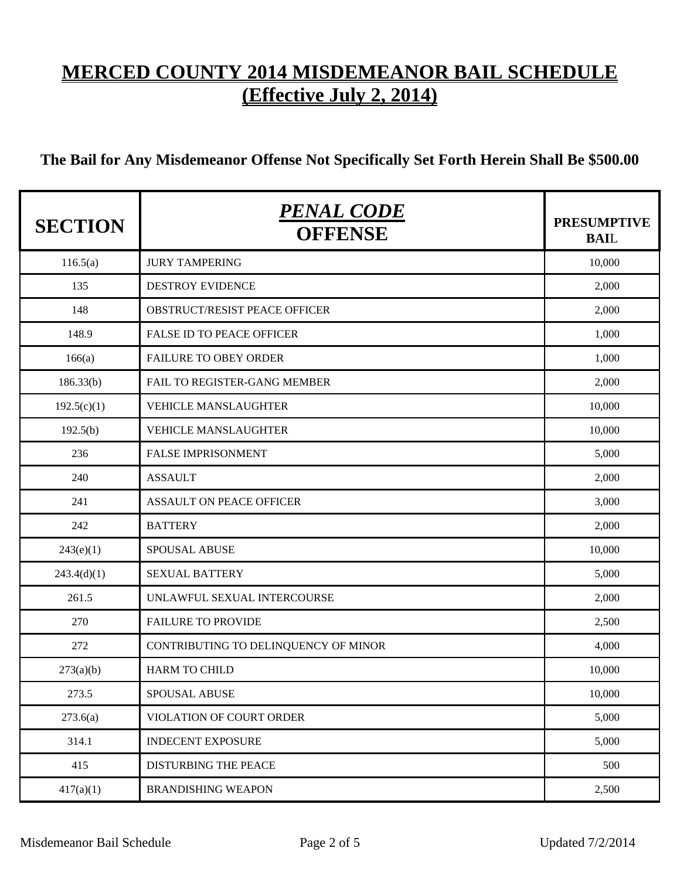# MERCED COUNTY 2014 MISDEMEANOR BAIL SCHEDULE
## (Effective July 2, 2014)

**The Bail for Any Misdemeanor Offense Not Specifically Set Forth Herein Shall Be $500.00**

| SECTION | *PENAL CODE* OFFENSE | PRESUMPTIVE BAIL |
|---|---|---|
| 116.5(a) | JURY TAMPERING | 10,000 |
| 135 | DESTROY EVIDENCE | 2,000 |
| 148 | OBSTRUCT/RESIST PEACE OFFICER | 2,000 |
| 148.9 | FALSE ID TO PEACE OFFICER | 1,000 |
| 166(a) | FAILURE TO OBEY ORDER | 1,000 |
| 186.33(b) | FAIL TO REGISTER-GANG MEMBER | 2,000 |
| 192.5(c)(1) | VEHICLE MANSLAUGHTER | 10,000 |
| 192.5(b) | VEHICLE MANSLAUGHTER | 10,000 |
| 236 | FALSE IMPRISONMENT | 5,000 |
| 240 | ASSAULT | 2,000 |
| 241 | ASSAULT ON PEACE OFFICER | 3,000 |
| 242 | BATTERY | 2,000 |
| 243(e)(1) | SPOUSAL ABUSE | 10,000 |
| 243.4(d)(1) | SEXUAL BATTERY | 5,000 |
| 261.5 | UNLAWFUL SEXUAL INTERCOURSE | 2,000 |
| 270 | FAILURE TO PROVIDE | 2,500 |
| 272 | CONTRIBUTING TO DELINQUENCY OF MINOR | 4,000 |
| 273(a)(b) | HARM TO CHILD | 10,000 |
| 273.5 | SPOUSAL ABUSE | 10,000 |
| 273.6(a) | VIOLATION OF COURT ORDER | 5,000 |
| 314.1 | INDECENT EXPOSURE | 5,000 |
| 415 | DISTURBING THE PEACE | 500 |
| 417(a)(1) | BRANDISHING WEAPON | 2,500 |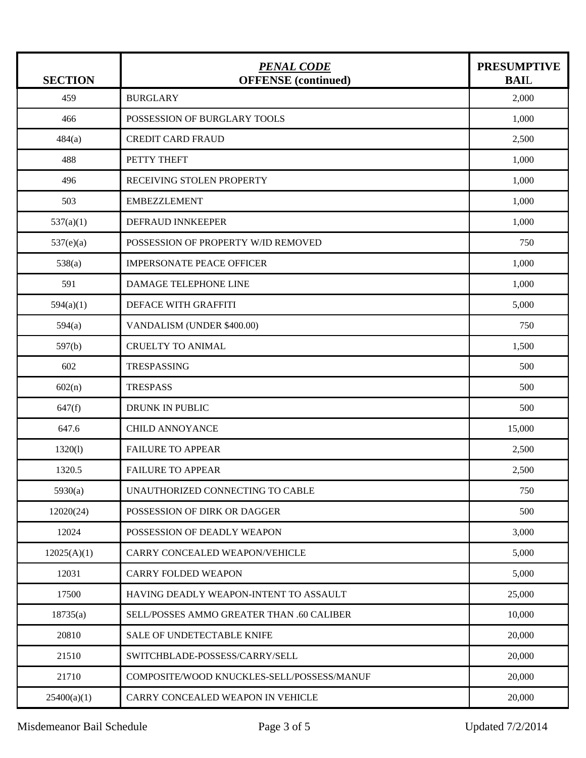| SECTION | *PENAL CODE* OFFENSE (continued) | PRESUMPTIVE BAIL |
|---|---|---|
| 459 | BURGLARY | 2,000 |
| 466 | POSSESSION OF BURGLARY TOOLS | 1,000 |
| 484(a) | CREDIT CARD FRAUD | 2,500 |
| 488 | PETTY THEFT | 1,000 |
| 496 | RECEIVING STOLEN PROPERTY | 1,000 |
| 503 | EMBEZZLEMENT | 1,000 |
| 537(a)(1) | DEFRAUD INNKEEPER | 1,000 |
| 537(e)(a) | POSSESSION OF PROPERTY W/ID REMOVED | 750 |
| 538(a) | IMPERSONATE PEACE OFFICER | 1,000 |
| 591 | DAMAGE TELEPHONE LINE | 1,000 |
| 594(a)(1) | DEFACE WITH GRAFFITI | 5,000 |
| 594(a) | VANDALISM (UNDER $400.00) | 750 |
| 597(b) | CRUELTY TO ANIMAL | 1,500 |
| 602 | TRESPASSING | 500 |
| 602(n) | TRESPASS | 500 |
| 647(f) | DRUNK IN PUBLIC | 500 |
| 647.6 | CHILD ANNOYANCE | 15,000 |
| 1320(l) | FAILURE TO APPEAR | 2,500 |
| 1320.5 | FAILURE TO APPEAR | 2,500 |
| 5930(a) | UNAUTHORIZED CONNECTING TO CABLE | 750 |
| 12020(24) | POSSESSION OF DIRK OR DAGGER | 500 |
| 12024 | POSSESSION OF DEADLY WEAPON | 3,000 |
| 12025(A)(1) | CARRY CONCEALED WEAPON/VEHICLE | 5,000 |
| 12031 | CARRY FOLDED WEAPON | 5,000 |
| 17500 | HAVING DEADLY WEAPON-INTENT TO ASSAULT | 25,000 |
| 18735(a) | SELL/POSSES AMMO GREATER THAN .60 CALIBER | 10,000 |
| 20810 | SALE OF UNDETECTABLE KNIFE | 20,000 |
| 21510 | SWITCHBLADE-POSSESS/CARRY/SELL | 20,000 |
| 21710 | COMPOSITE/WOOD KNUCKLES-SELL/POSSESS/MANUF | 20,000 |
| 25400(a)(1) | CARRY CONCEALED WEAPON IN VEHICLE | 20,000 |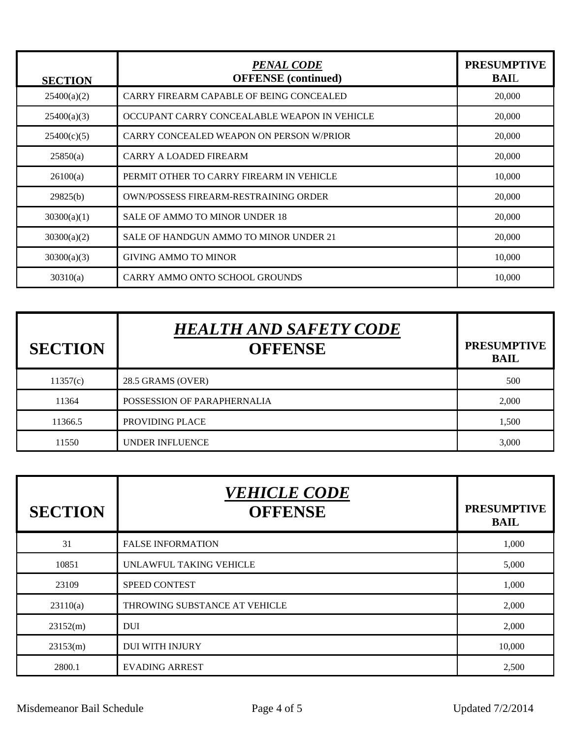| SECTION | *PENAL CODE* OFFENSE (continued) | PRESUMPTIVE BAIL |
|---|---|---|
| 25400(a)(2) | CARRY FIREARM CAPABLE OF BEING CONCEALED | 20,000 |
| 25400(a)(3) | OCCUPANT CARRY CONCEALABLE WEAPON IN VEHICLE | 20,000 |
| 25400(c)(5) | CARRY CONCEALED WEAPON ON PERSON W/PRIOR | 20,000 |
| 25850(a) | CARRY A LOADED FIREARM | 20,000 |
| 26100(a) | PERMIT OTHER TO CARRY FIREARM IN VEHICLE | 10,000 |
| 29825(b) | OWN/POSSESS FIREARM-RESTRAINING ORDER | 20,000 |
| 30300(a)(1) | SALE OF AMMO TO MINOR UNDER 18 | 20,000 |
| 30300(a)(2) | SALE OF HANDGUN AMMO TO MINOR UNDER 21 | 20,000 |
| 30300(a)(3) | GIVING AMMO TO MINOR | 10,000 |
| 30310(a) | CARRY AMMO ONTO SCHOOL GROUNDS | 10,000 |

| SECTION | *HEALTH AND SAFETY CODE* OFFENSE | PRESUMPTIVE BAIL |
|---|---|---|
| 11357(c) | 28.5 GRAMS (OVER) | 500 |
| 11364 | POSSESSION OF PARAPHERNALIA | 2,000 |
| 11366.5 | PROVIDING PLACE | 1,500 |
| 11550 | UNDER INFLUENCE | 3,000 |

| SECTION | *VEHICLE CODE* OFFENSE | PRESUMPTIVE BAIL |
|---|---|---|
| 31 | FALSE INFORMATION | 1,000 |
| 10851 | UNLAWFUL TAKING VEHICLE | 5,000 |
| 23109 | SPEED CONTEST | 1,000 |
| 23110(a) | THROWING SUBSTANCE AT VEHICLE | 2,000 |
| 23152(m) | DUI | 2,000 |
| 23153(m) | DUI WITH INJURY | 10,000 |
| 2800.1 | EVADING ARREST | 2,500 |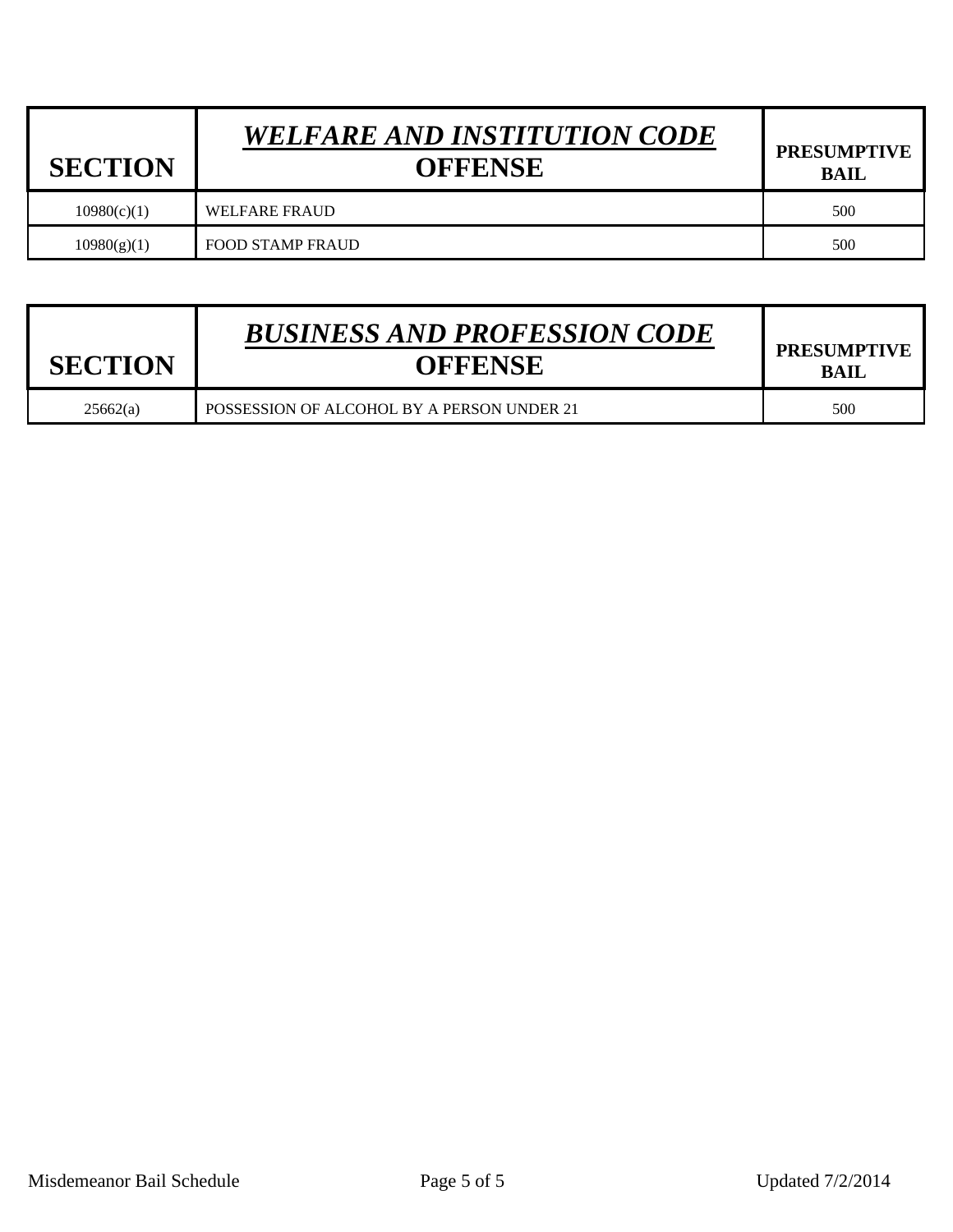| SECTION | ***WELFARE AND INSTITUTION CODE*** **OFFENSE** | PRESUMPTIVE BAIL |
| --- | --- | --- |
| 10980(c)(1) | WELFARE FRAUD | 500 |
| 10980(g)(1) | FOOD STAMP FRAUD | 500 |

| SECTION | ***BUSINESS AND PROFESSION CODE*** **OFFENSE** | PRESUMPTIVE BAIL |
| --- | --- | --- |
| 25662(a) | POSSESSION OF ALCOHOL BY A PERSON UNDER 21 | 500 |